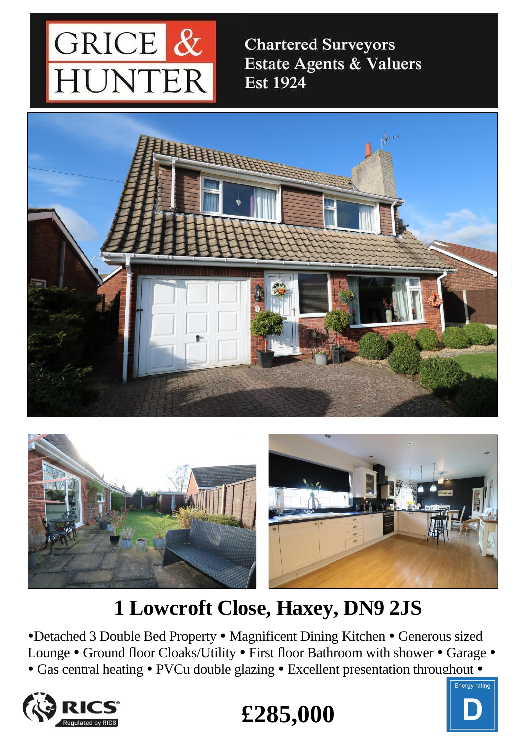GRICE & HUNTER

Chartered Surveyors
Estate Agents & Valuers
Est 1924

# 1 Lowcroft Close, Haxey, DN9 2JS

•Detached 3 Double Bed Property • Magnificent Dining Kitchen • Generous sized Lounge • Ground floor Cloaks/Utility • First floor Bathroom with shower • Garage • • Gas central heating • PVCu double glazing • Excellent presentation throughout •

RICS Regulated by RICS

**£285,000**

Energy rating D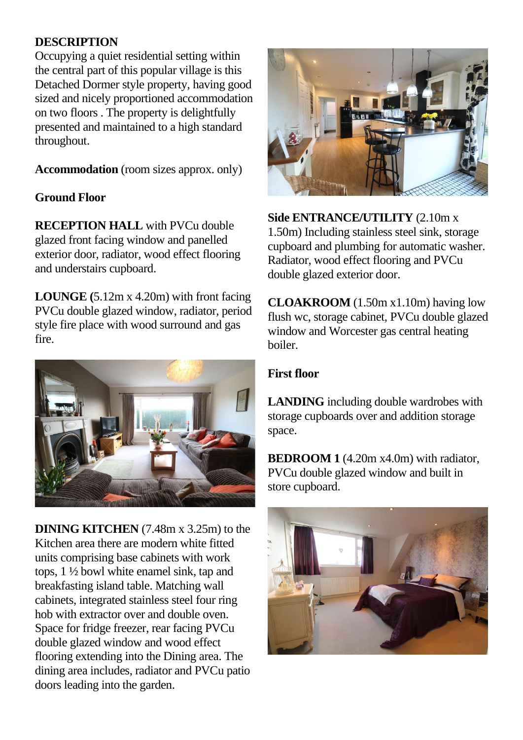**DESCRIPTION**

Occupying a quiet residential setting within the central part of this popular village is this Detached Dormer style property, having good sized and nicely proportioned accommodation on two floors . The property is delightfully presented and maintained to a high standard throughout.

**Accommodation** (room sizes approx. only)

**Ground Floor**

**RECEPTION HALL** with PVCu double glazed front facing window and panelled exterior door, radiator, wood effect flooring and understairs cupboard.

**LOUNGE (**5.12m x 4.20m) with front facing PVCu double glazed window, radiator, period style fire place with wood surround and gas fire.

**DINING KITCHEN** (7.48m x 3.25m) to the Kitchen area there are modern white fitted units comprising base cabinets with work tops, 1 ½ bowl white enamel sink, tap and breakfasting island table. Matching wall cabinets, integrated stainless steel four ring hob with extractor over and double oven. Space for fridge freezer, rear facing PVCu double glazed window and wood effect flooring extending into the Dining area. The dining area includes, radiator and PVCu patio doors leading into the garden.

**Side ENTRANCE/UTILITY** (2.10m x 1.50m) Including stainless steel sink, storage cupboard and plumbing for automatic washer. Radiator, wood effect flooring and PVCu double glazed exterior door.

**CLOAKROOM** (1.50m x1.10m) having low flush wc, storage cabinet, PVCu double glazed window and Worcester gas central heating boiler.

**First floor**

**LANDING** including double wardrobes with storage cupboards over and addition storage space.

**BEDROOM 1** (4.20m x4.0m) with radiator, PVCu double glazed window and built in store cupboard.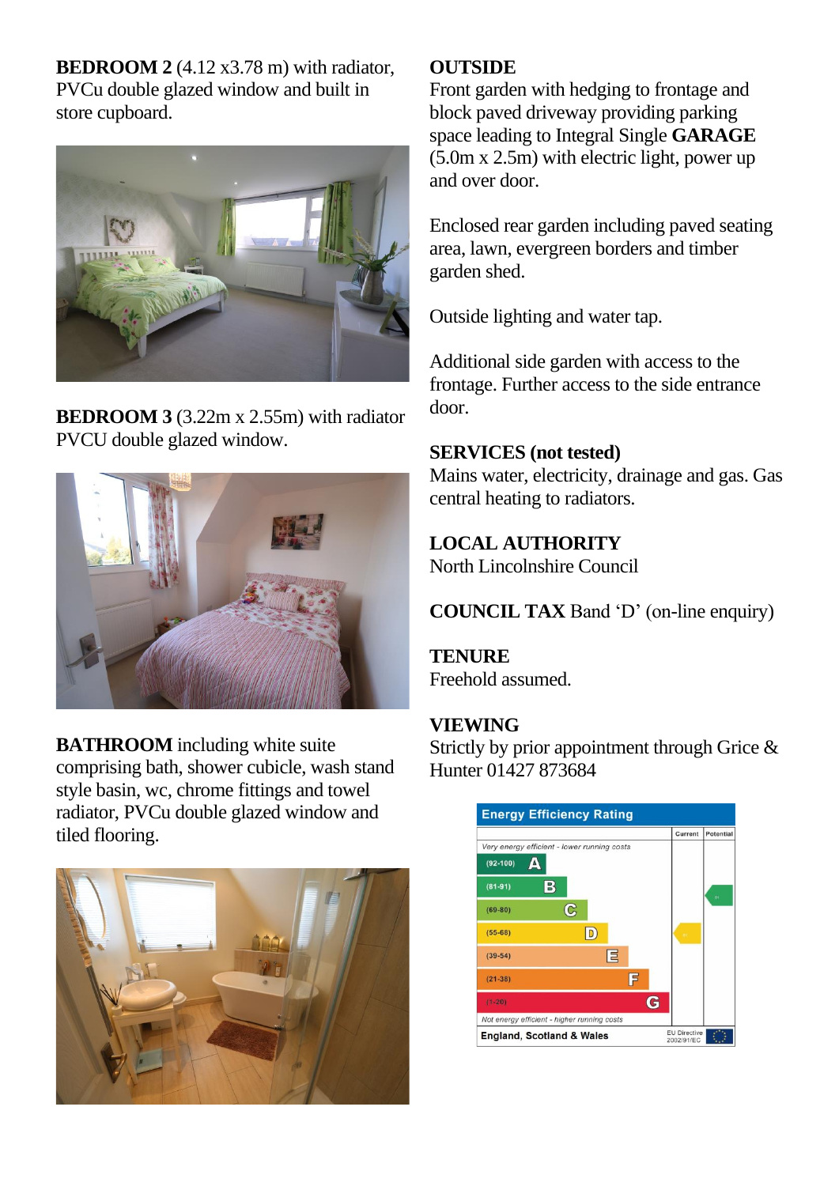**BEDROOM 2** (4.12 x3.78 m) with radiator, PVCu double glazed window and built in store cupboard.

**BEDROOM 3** (3.22m x 2.55m) with radiator PVCU double glazed window.

**BATHROOM** including white suite comprising bath, shower cubicle, wash stand style basin, wc, chrome fittings and towel radiator, PVCu double glazed window and tiled flooring.

**OUTSIDE**
Front garden with hedging to frontage and block paved driveway providing parking space leading to Integral Single **GARAGE** (5.0m x 2.5m) with electric light, power up and over door.

Enclosed rear garden including paved seating area, lawn, evergreen borders and timber garden shed.

Outside lighting and water tap.

Additional side garden with access to the frontage. Further access to the side entrance door.

**SERVICES (not tested)**
Mains water, electricity, drainage and gas. Gas central heating to radiators.

**LOCAL AUTHORITY**
North Lincolnshire Council

**COUNCIL TAX** Band 'D' (on-line enquiry)

**TENURE**
Freehold assumed.

**VIEWING**
Strictly by prior appointment through Grice & Hunter 01427 873684

**Energy Efficiency Rating**

| | Current | Potential |
|---|---|---|
| *Very energy efficient - lower running costs* | | |
| (92-100) A | | |
| (81-91) B | | 81 |
| (69-80) C | | |
| (55-68) D | 61 | |
| (39-54) E | | |
| (21-38) F | | |
| (1-20) G | | |
| *Not energy efficient - higher running costs* | | |
| England, Scotland & Wales | EU Directive 2002/91/EC | |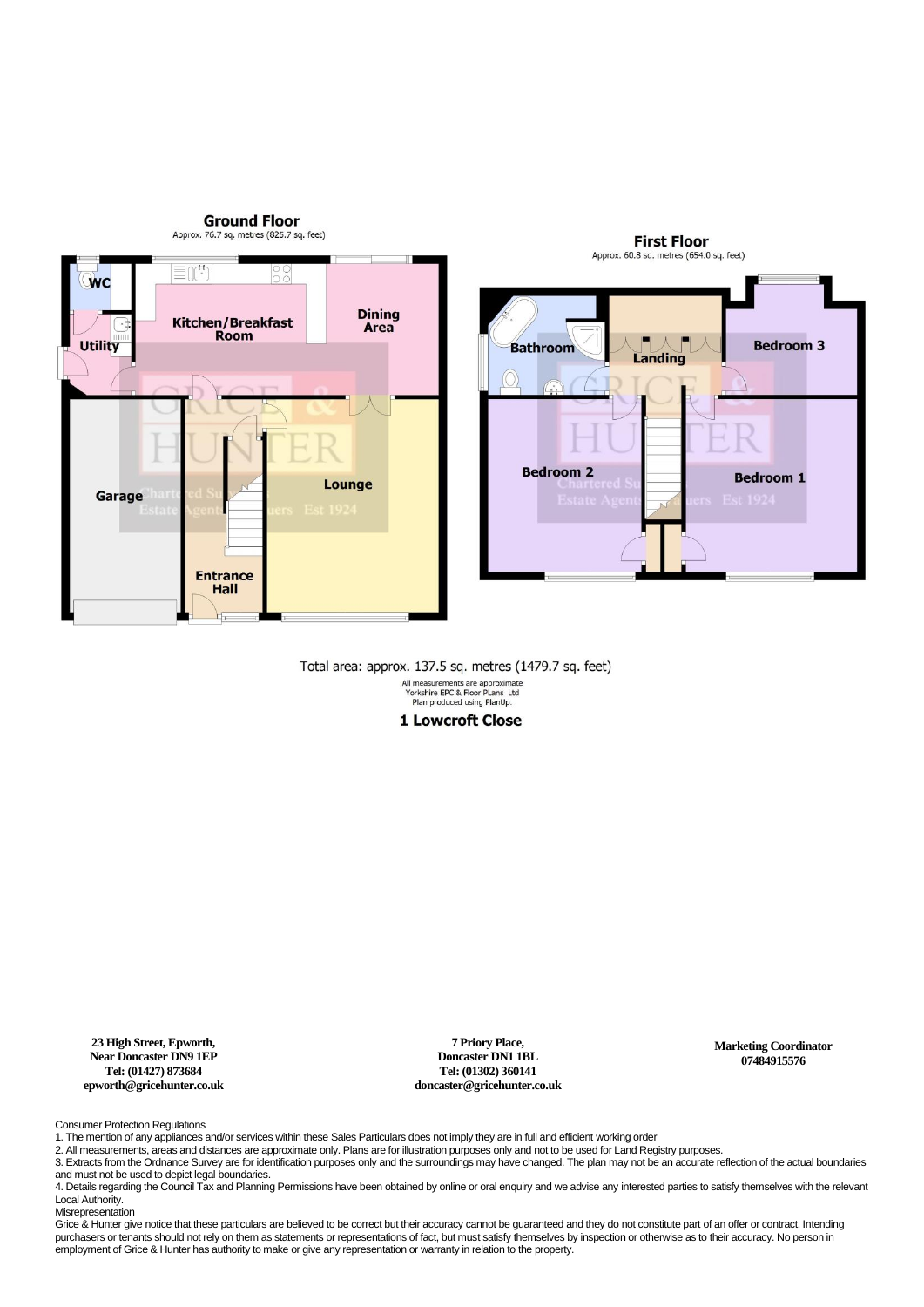## Ground Floor

Approx. 76.7 sq. metres (825.7 sq. feet)

WC

Utility

Kitchen/Breakfast Room

Dining Area

Garage

Lounge

Entrance Hall

## First Floor

Approx. 60.8 sq. metres (654.0 sq. feet)

Bathroom

Landing

Bedroom 3

Bedroom 2

Bedroom 1

Total area: approx. 137.5 sq. metres (1479.7 sq. feet)

All measurements are approximate
Yorkshire EPC & Floor PLans Ltd
Plan produced using PlanUp.

**1 Lowcroft Close**

**23 High Street, Epworth,**
**Near Doncaster DN9 1EP**
**Tel: (01427) 873684**
**epworth@gricehunter.co.uk**

**7 Priory Place,**
**Doncaster DN1 1BL**
**Tel: (01302) 360141**
**doncaster@gricehunter.co.uk**

**Marketing Coordinator**
**07484915576**

Consumer Protection Regulations

1. The mention of any appliances and/or services within these Sales Particulars does not imply they are in full and efficient working order
2. All measurements, areas and distances are approximate only. Plans are for illustration purposes only and not to be used for Land Registry purposes.
3. Extracts from the Ordnance Survey are for identification purposes only and the surroundings may have changed. The plan may not be an accurate reflection of the actual boundaries and must not be used to depict legal boundaries.
4. Details regarding the Council Tax and Planning Permissions have been obtained by online or oral enquiry and we advise any interested parties to satisfy themselves with the relevant Local Authority.

Misrepresentation

Grice & Hunter give notice that these particulars are believed to be correct but their accuracy cannot be guaranteed and they do not constitute part of an offer or contract. Intending purchasers or tenants should not rely on them as statements or representations of fact, but must satisfy themselves by inspection or otherwise as to their accuracy. No person in employment of Grice & Hunter has authority to make or give any representation or warranty in relation to the property.